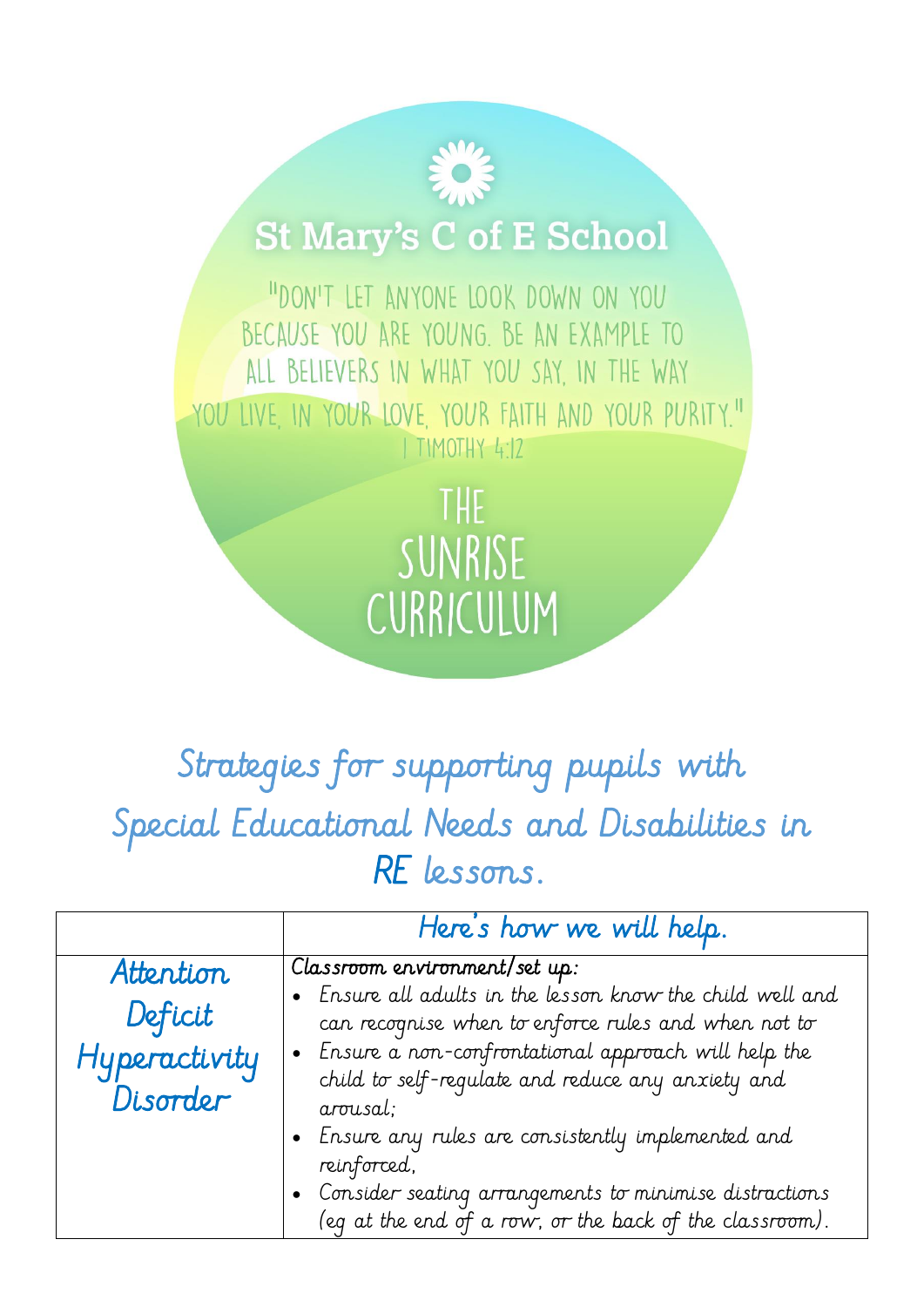# St Mary's C of E School

"Don't let anyone look down on you because you are young. Be an example to all believers in what you say, in the way you live, in your love, your faith and your purity."
1 Timothy 4:12

# The Sunrise Curriculum

## Strategies for supporting pupils with Special Educational Needs and Disabilities in RE lessons.

| | Here's how we will help. |
|---|---|
| Attention Deficit Hyperactivity Disorder | Classroom environment/set up:<br>• Ensure all adults in the lesson know the child well and can recognise when to enforce rules and when not to<br>• Ensure a non-confrontational approach will help the child to self-regulate and reduce any anxiety and arousal;<br>• Ensure any rules are consistently implemented and reinforced,<br>• Consider seating arrangements to minimise distractions (eg at the end of a row, or the back of the classroom). |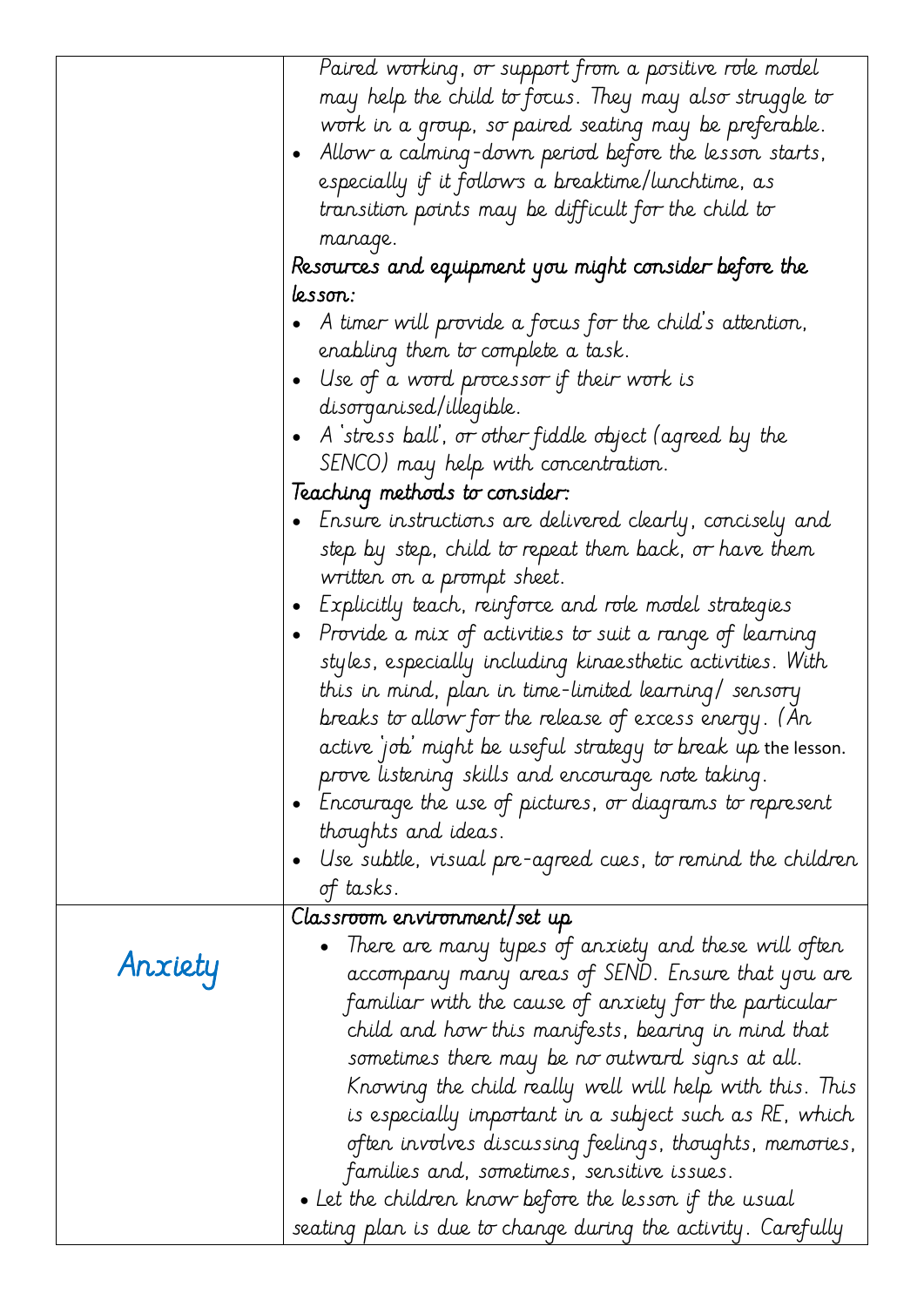| | |
|---|---|
| | Paired working, or support from a positive role model may help the child to focus. They may also struggle to work in a group, so paired seating may be preferable.<br>• Allow a calming-down period before the lesson starts, especially if it follows a breaktime/lunchtime, as transition points may be difficult for the child to manage.<br>Resources and equipment you might consider before the lesson:<br>• A timer will provide a focus for the child's attention, enabling them to complete a task.<br>• Use of a word processor if their work is disorganised/illegible.<br>• A 'stress ball', or other fiddle object (agreed by the SENCO) may help with concentration.<br>Teaching methods to consider:<br>• Ensure instructions are delivered clearly, concisely and step by step, child to repeat them back, or have them written on a prompt sheet.<br>• Explicitly teach, reinforce and role model strategies<br>• Provide a mix of activities to suit a range of learning styles, especially including kinaesthetic activities. With this in mind, plan in time-limited learning/ sensory breaks to allow for the release of excess energy. (An active 'job' might be useful strategy to break up the lesson. prove listening skills and encourage note taking.<br>• Encourage the use of pictures, or diagrams to represent thoughts and ideas.<br>• Use subtle, visual pre-agreed cues, to remind the children of tasks. |
| Anxiety | Classroom environment/set up<br>• There are many types of anxiety and these will often accompany many areas of SEND. Ensure that you are familiar with the cause of anxiety for the particular child and how this manifests, bearing in mind that sometimes there may be no outward signs at all. Knowing the child really well will help with this. This is especially important in a subject such as RE, which often involves discussing feelings, thoughts, memories, families and, sometimes, sensitive issues.<br>• Let the children know before the lesson if the usual seating plan is due to change during the activity. Carefully |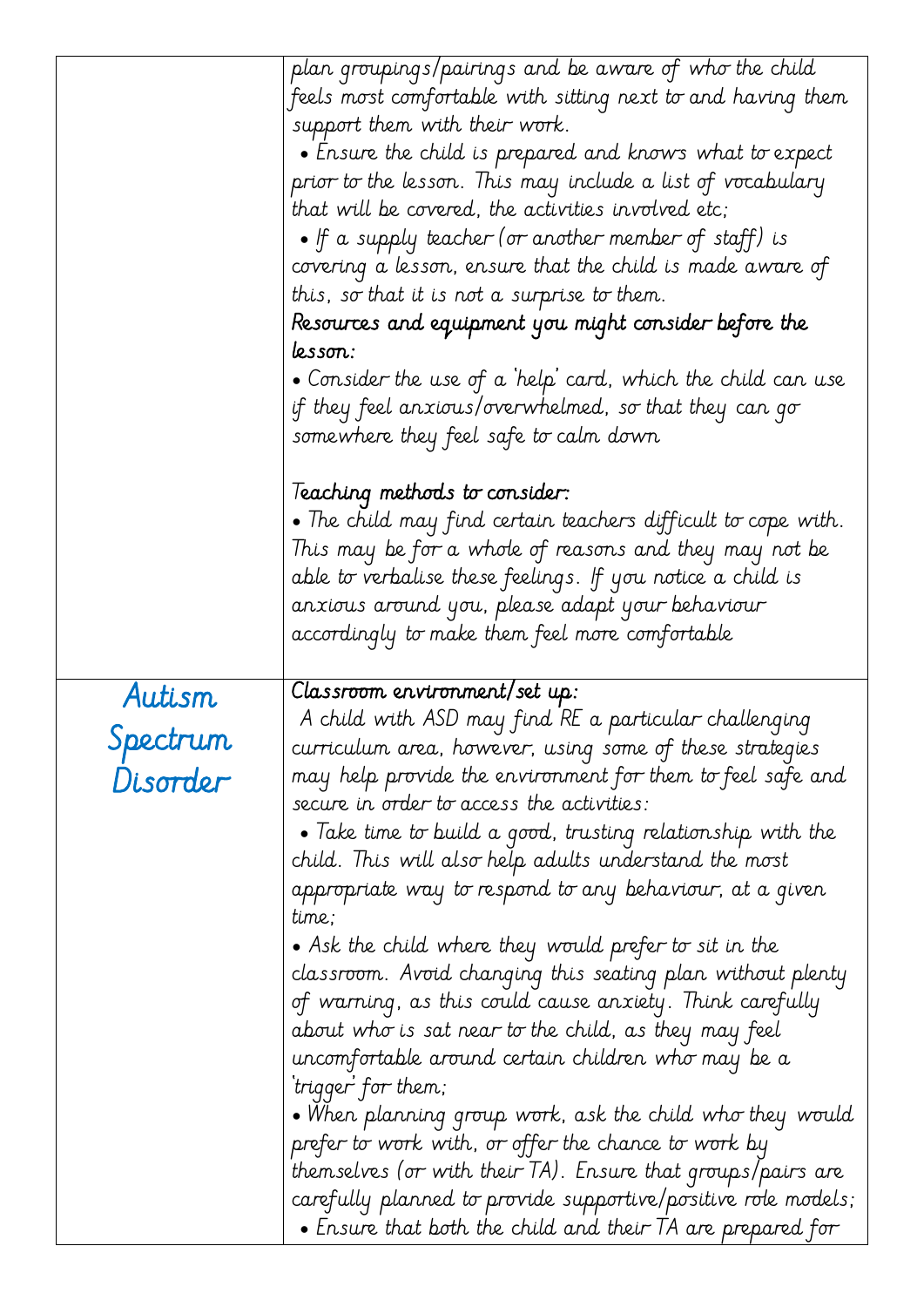| | |
|---|---|
| | plan groupings/pairings and be aware of who the child feels most comfortable with sitting next to and having them support them with their work.<br>• Ensure the child is prepared and knows what to expect prior to the lesson. This may include a list of vocabulary that will be covered, the activities involved etc;<br>• If a supply teacher (or another member of staff) is covering a lesson, ensure that the child is made aware of this, so that it is not a surprise to them.<br>**Resources and equipment you might consider before the lesson:**<br>• Consider the use of a 'help' card, which the child can use if they feel anxious/overwhelmed, so that they can go somewhere they feel safe to calm down<br><br>**Teaching methods to consider:**<br>• The child may find certain teachers difficult to cope with. This may be for a whole of reasons and they may not be able to verbalise these feelings. If you notice a child is anxious around you, please adapt your behaviour accordingly to make them feel more comfortable |
| Autism Spectrum Disorder | **Classroom environment/set up:**<br>A child with ASD may find RE a particular challenging curriculum area, however, using some of these strategies may help provide the environment for them to feel safe and secure in order to access the activities:<br>• Take time to build a good, trusting relationship with the child. This will also help adults understand the most appropriate way to respond to any behaviour, at a given time;<br>• Ask the child where they would prefer to sit in the classroom. Avoid changing this seating plan without plenty of warning, as this could cause anxiety. Think carefully about who is sat near to the child, as they may feel uncomfortable around certain children who may be a 'trigger' for them;<br>• When planning group work, ask the child who they would prefer to work with, or offer the chance to work by themselves (or with their TA). Ensure that groups/pairs are carefully planned to provide supportive/positive role models;<br>• Ensure that both the child and their TA are prepared for |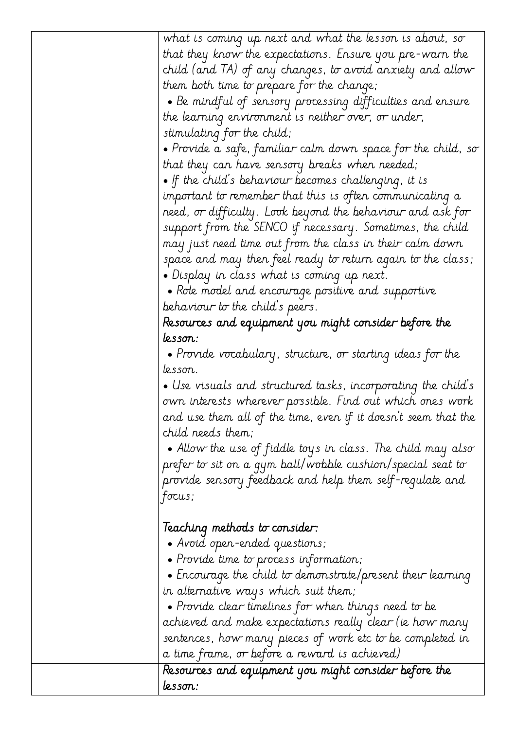| | |
|---|---|
| | what is coming up next and what the lesson is about, so that they know the expectations. Ensure you pre-warn the child (and TA) of any changes, to avoid anxiety and allow them both time to prepare for the change;<br>• Be mindful of sensory processing difficulties and ensure the learning environment is neither over, or under, stimulating for the child;<br>• Provide a safe, familiar calm down space for the child, so that they can have sensory breaks when needed;<br>• If the child's behaviour becomes challenging, it is important to remember that this is often communicating a need, or difficulty. Look beyond the behaviour and ask for support from the SENCO if necessary. Sometimes, the child may just need time out from the class in their calm down space and may then feel ready to return again to the class;<br>• Display in class what is coming up next.<br>• Role model and encourage positive and supportive behaviour to the child's peers.<br>**Resources and equipment you might consider before the lesson:**<br>• Provide vocabulary, structure, or starting ideas for the lesson.<br>• Use visuals and structured tasks, incorporating the child's own interests wherever possible. Find out which ones work and use them all of the time, even if it doesn't seem that the child needs them;<br>• Allow the use of fiddle toys in class. The child may also prefer to sit on a gym ball/wobble cushion/special seat to provide sensory feedback and help them self-regulate and focus;<br><br>**Teaching methods to consider:**<br>• Avoid open-ended questions;<br>• Provide time to process information;<br>• Encourage the child to demonstrate/present their learning in alternative ways which suit them;<br>• Provide clear timelines for when things need to be achieved and make expectations really clear (ie how many sentences, how many pieces of work etc to be completed in a time frame, or before a reward is achieved) |
| | **Resources and equipment you might consider before the lesson:** |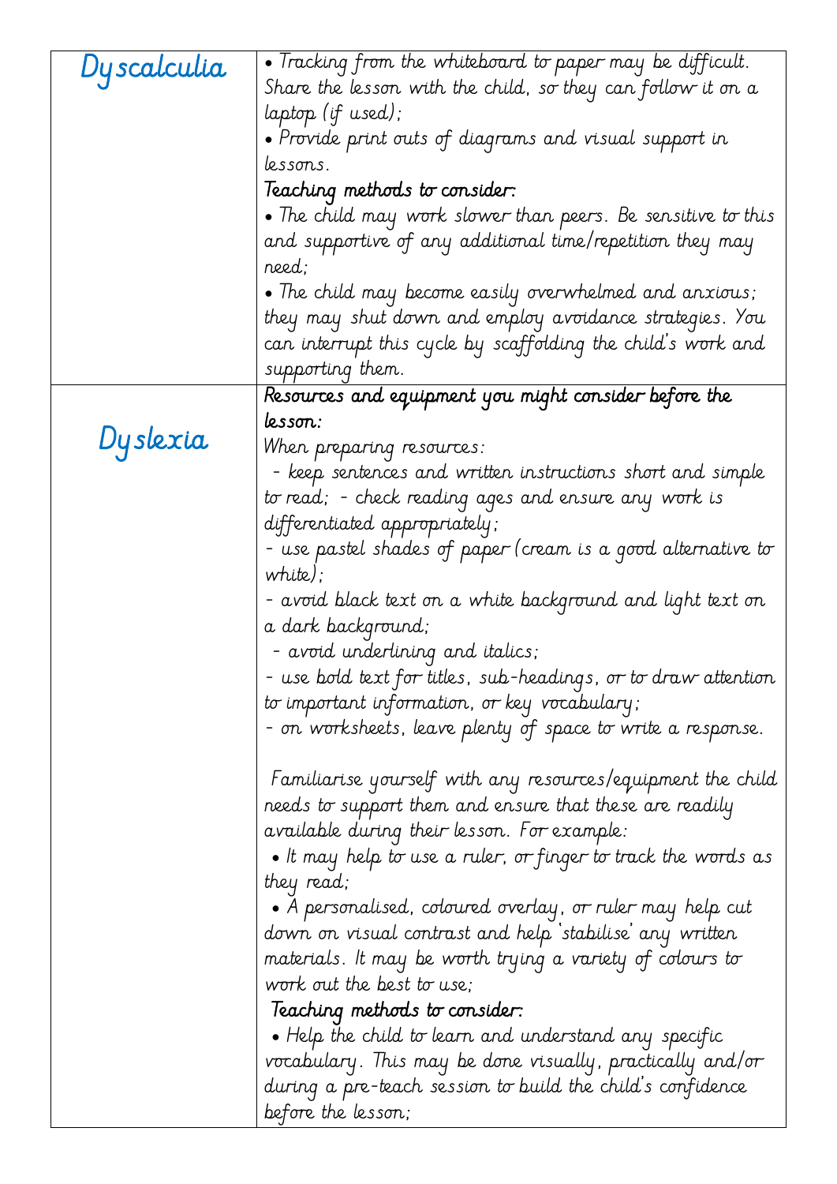| | |
|---|---|
| Dyscalculia | • Tracking from the whiteboard to paper may be difficult. Share the lesson with the child, so they can follow it on a laptop (if used);<br>• Provide print outs of diagrams and visual support in lessons.<br>Teaching methods to consider:<br>• The child may work slower than peers. Be sensitive to this and supportive of any additional time/repetition they may need;<br>• The child may become easily overwhelmed and anxious; they may shut down and employ avoidance strategies. You can interrupt this cycle by scaffolding the child's work and supporting them. |
| Dyslexia | Resources and equipment you might consider before the lesson:<br>When preparing resources:<br>- keep sentences and written instructions short and simple to read; - check reading ages and ensure any work is differentiated appropriately;<br>- use pastel shades of paper (cream is a good alternative to white);<br>- avoid black text on a white background and light text on a dark background;<br>- avoid underlining and italics;<br>- use bold text for titles, sub-headings, or to draw attention to important information, or key vocabulary;<br>- on worksheets, leave plenty of space to write a response.<br><br>Familiarise yourself with any resources/equipment the child needs to support them and ensure that these are readily available during their lesson. For example:<br>• It may help to use a ruler, or finger to track the words as they read;<br>• A personalised, coloured overlay, or ruler may help cut down on visual contrast and help 'stabilise' any written materials. It may be worth trying a variety of colours to work out the best to use;<br>Teaching methods to consider:<br>• Help the child to learn and understand any specific vocabulary. This may be done visually, practically and/or during a pre-teach session to build the child's confidence before the lesson; |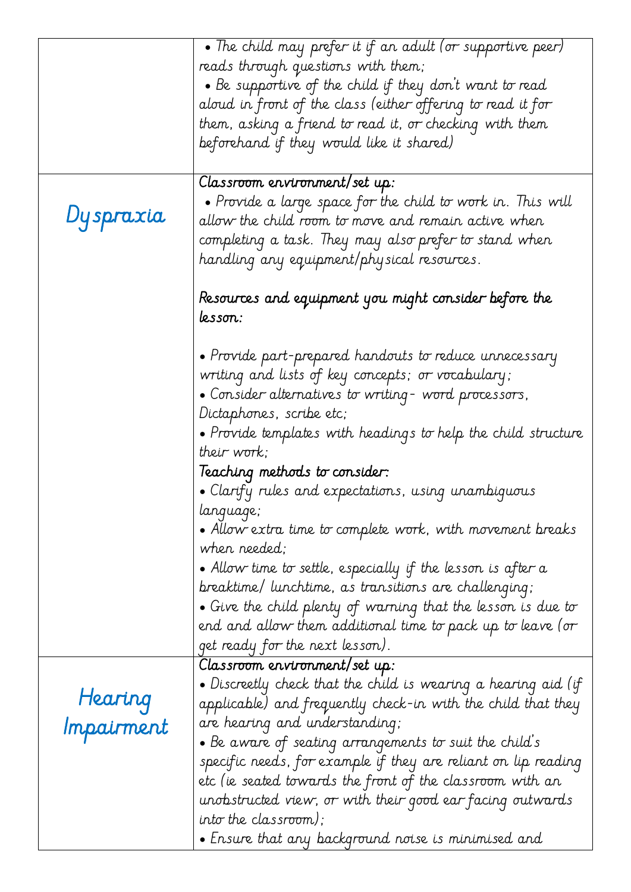| | |
|---|---|
| | • The child may prefer it if an adult (or supportive peer) reads through questions with them;<br>• Be supportive of the child if they don't want to read aloud in front of the class (either offering to read it for them, asking a friend to read it, or checking with them beforehand if they would like it shared) |
| Dyspraxia | Classroom environment/set up:<br>• Provide a large space for the child to work in. This will allow the child room to move and remain active when completing a task. They may also prefer to stand when handling any equipment/physical resources.<br><br>Resources and equipment you might consider before the lesson:<br><br>• Provide part-prepared handouts to reduce unnecessary writing and lists of key concepts; or vocabulary;<br>• Consider alternatives to writing - word processors, Dictaphones, scribe etc;<br>• Provide templates with headings to help the child structure their work;<br>Teaching methods to consider:<br>• Clarify rules and expectations, using unambiguous language;<br>• Allow extra time to complete work, with movement breaks when needed;<br>• Allow time to settle, especially if the lesson is after a breaktime/ lunchtime, as transitions are challenging;<br>• Give the child plenty of warning that the lesson is due to end and allow them additional time to pack up to leave (or get ready for the next lesson). |
| Hearing Impairment | Classroom environment/set up:<br>• Discreetly check that the child is wearing a hearing aid (if applicable) and frequently check-in with the child that they are hearing and understanding;<br>• Be aware of seating arrangements to suit the child's specific needs, for example if they are reliant on lip reading etc (ie seated towards the front of the classroom with an unobstructed view, or with their good ear facing outwards into the classroom);<br>• Ensure that any background noise is minimised and |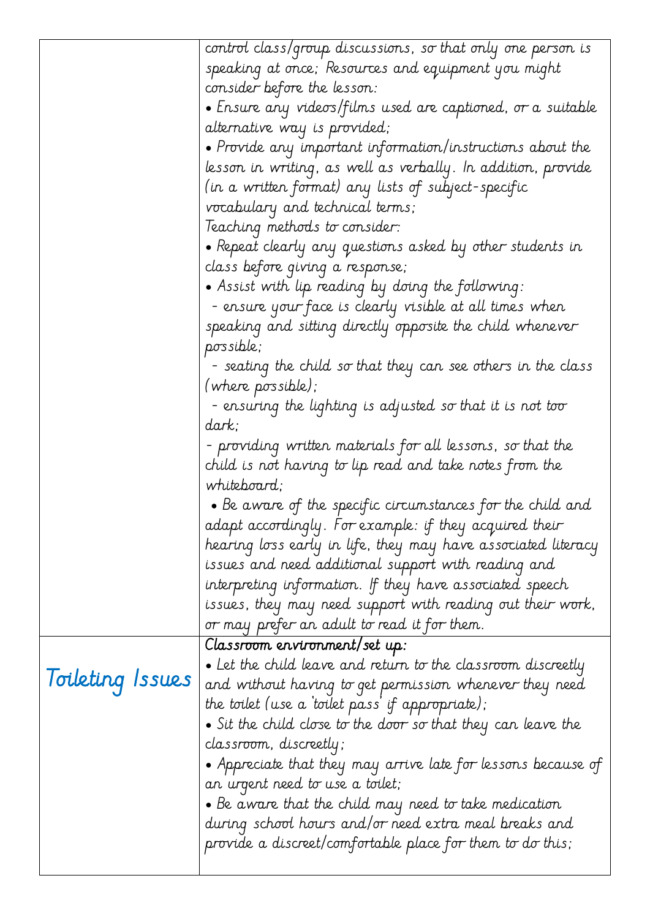| | |
|---|---|
| | control class/group discussions, so that only one person is speaking at once; Resources and equipment you might consider before the lesson:<br>• Ensure any videos/films used are captioned, or a suitable alternative way is provided;<br>• Provide any important information/instructions about the lesson in writing, as well as verbally. In addition, provide (in a written format) any lists of subject-specific vocabulary and technical terms;<br>Teaching methods to consider:<br>• Repeat clearly any questions asked by other students in class before giving a response;<br>• Assist with lip reading by doing the following:<br>- ensure your face is clearly visible at all times when speaking and sitting directly opposite the child whenever possible;<br>- seating the child so that they can see others in the class (where possible);<br>- ensuring the lighting is adjusted so that it is not too dark;<br>- providing written materials for all lessons, so that the child is not having to lip read and take notes from the whiteboard;<br>• Be aware of the specific circumstances for the child and adapt accordingly. For example: if they acquired their hearing loss early in life, they may have associated literacy issues and need additional support with reading and interpreting information. If they have associated speech issues, they may need support with reading out their work, or may prefer an adult to read it for them. |
| Toileting Issues | **Classroom environment/set up:**<br>• Let the child leave and return to the classroom discreetly and without having to get permission whenever they need the toilet (use a 'toilet pass' if appropriate);<br>• Sit the child close to the door so that they can leave the classroom, discreetly;<br>• Appreciate that they may arrive late for lessons because of an urgent need to use a toilet;<br>• Be aware that the child may need to take medication during school hours and/or need extra meal breaks and provide a discreet/comfortable place for them to do this; |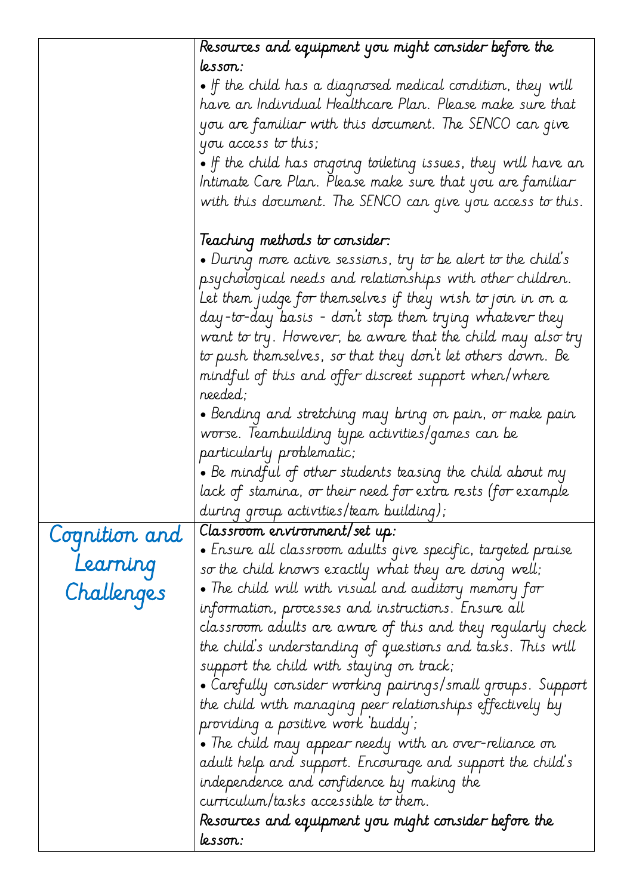| | |
|---|---|
| | *Resources and equipment you might consider before the lesson:*<br>• If the child has a diagnosed medical condition, they will have an Individual Healthcare Plan. Please make sure that you are familiar with this document. The SENCO can give you access to this;<br>• If the child has ongoing toileting issues, they will have an Intimate Care Plan. Please make sure that you are familiar with this document. The SENCO can give you access to this.<br><br>*Teaching methods to consider:*<br>• During more active sessions, try to be alert to the child's psychological needs and relationships with other children. Let them judge for themselves if they wish to join in on a day-to-day basis - don't stop them trying whatever they want to try. However, be aware that the child may also try to push themselves, so that they don't let others down. Be mindful of this and offer discreet support when/where needed;<br>• Bending and stretching may bring on pain, or make pain worse. Teambuilding type activities/games can be particularly problematic;<br>• Be mindful of other students teasing the child about my lack of stamina, or their need for extra rests (for example during group activities/team building); |
| **Cognition and Learning Challenges** | *Classroom environment/set up:*<br>• Ensure all classroom adults give specific, targeted praise so the child knows exactly what they are doing well;<br>• The child will with visual and auditory memory for information, processes and instructions. Ensure all classroom adults are aware of this and they regularly check the child's understanding of questions and tasks. This will support the child with staying on track;<br>• Carefully consider working pairings/small groups. Support the child with managing peer relationships effectively by providing a positive work 'buddy';<br>• The child may appear needy with an over-reliance on adult help and support. Encourage and support the child's independence and confidence by making the curriculum/tasks accessible to them.<br>*Resources and equipment you might consider before the lesson:* |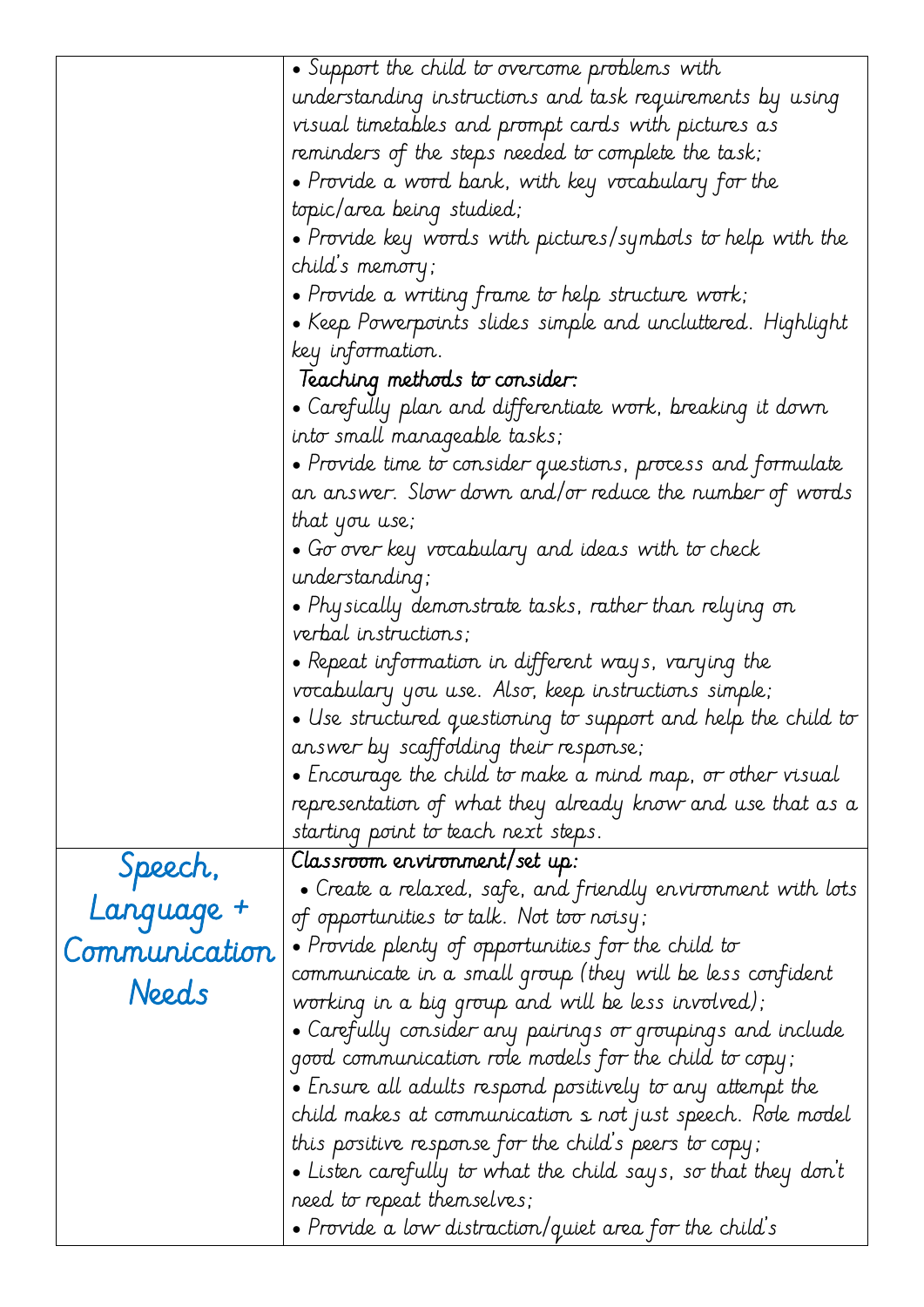| | |
|---|---|
| | • Support the child to overcome problems with understanding instructions and task requirements by using visual timetables and prompt cards with pictures as reminders of the steps needed to complete the task;<br>• Provide a word bank, with key vocabulary for the topic/area being studied;<br>• Provide key words with pictures/symbols to help with the child's memory;<br>• Provide a writing frame to help structure work;<br>• Keep Powerpoints slides simple and uncluttered. Highlight key information.<br>Teaching methods to consider:<br>• Carefully plan and differentiate work, breaking it down into small manageable tasks;<br>• Provide time to consider questions, process and formulate an answer. Slow down and/or reduce the number of words that you use;<br>• Go over key vocabulary and ideas with to check understanding;<br>• Physically demonstrate tasks, rather than relying on verbal instructions;<br>• Repeat information in different ways, varying the vocabulary you use. Also, keep instructions simple;<br>• Use structured questioning to support and help the child to answer by scaffolding their response;<br>• Encourage the child to make a mind map, or other visual representation of what they already know and use that as a starting point to teach next steps. |
| Speech, Language + Communication Needs | Classroom environment/set up:<br>• Create a relaxed, safe, and friendly environment with lots of opportunities to talk. Not too noisy;<br>• Provide plenty of opportunities for the child to communicate in a small group (they will be less confident working in a big group and will be less involved);<br>• Carefully consider any pairings or groupings and include good communication role models for the child to copy;<br>• Ensure all adults respond positively to any attempt the child makes at communication s not just speech. Role model this positive response for the child's peers to copy;<br>• Listen carefully to what the child says, so that they don't need to repeat themselves;<br>• Provide a low distraction/quiet area for the child's |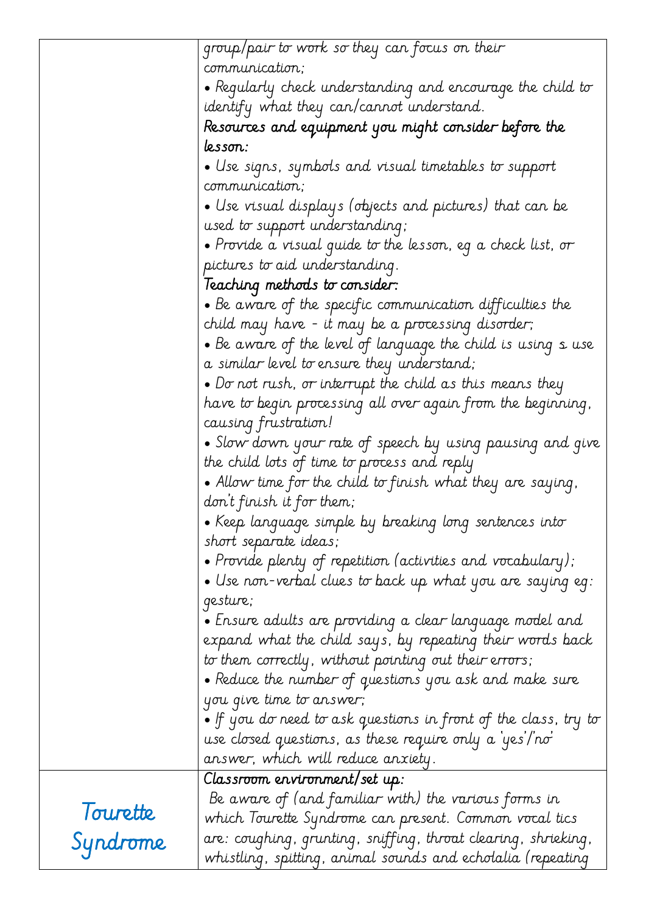| | |
|---|---|
| | group/pair to work so they can focus on their communication;<br>• Regularly check understanding and encourage the child to identify what they can/cannot understand.<br>**Resources and equipment you might consider before the lesson:**<br>• Use signs, symbols and visual timetables to support communication;<br>• Use visual displays (objects and pictures) that can be used to support understanding;<br>• Provide a visual guide to the lesson, eg a check list, or pictures to aid understanding.<br>**Teaching methods to consider:**<br>• Be aware of the specific communication difficulties the child may have - it may be a processing disorder;<br>• Be aware of the level of language the child is using & use a similar level to ensure they understand;<br>• Do not rush, or interrupt the child as this means they have to begin processing all over again from the beginning, causing frustration!<br>• Slow down your rate of speech by using pausing and give the child lots of time to process and reply<br>• Allow time for the child to finish what they are saying, don't finish it for them;<br>• Keep language simple by breaking long sentences into short separate ideas;<br>• Provide plenty of repetition (activities and vocabulary);<br>• Use non-verbal clues to back up what you are saying eg: gesture;<br>• Ensure adults are providing a clear language model and expand what the child says, by repeating their words back to them correctly, without pointing out their errors;<br>• Reduce the number of questions you ask and make sure you give time to answer;<br>• If you do need to ask questions in front of the class, try to use closed questions, as these require only a 'yes'/'no' answer, which will reduce anxiety. |
| Tourette Syndrome | **Classroom environment/set up:**<br>Be aware of (and familiar with) the various forms in which Tourette Syndrome can present. Common vocal tics are: coughing, grunting, sniffing, throat clearing, shrieking, whistling, spitting, animal sounds and echolalia (repeating |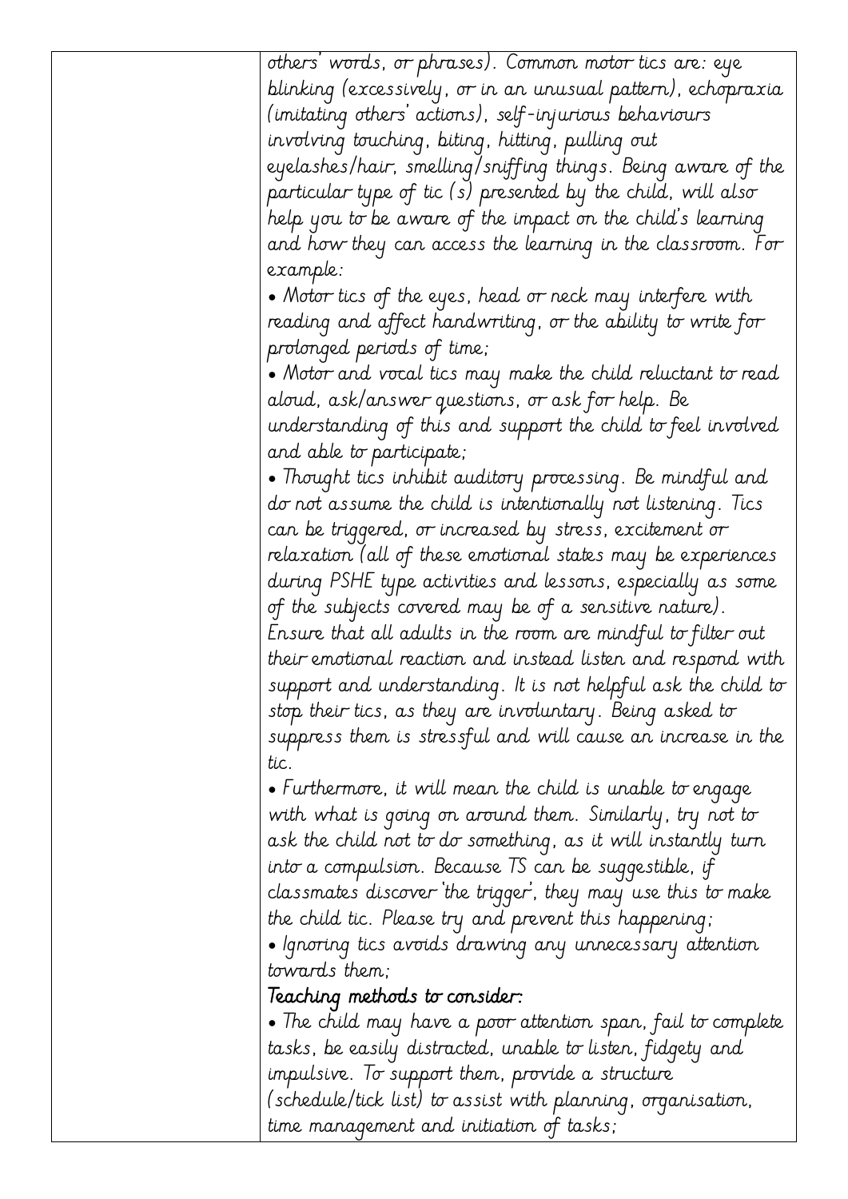| | others' words, or phrases). Common motor tics are: eye blinking (excessively, or in an unusual pattern), echopraxia (imitating others' actions), self-injurious behaviours involving touching, biting, hitting, pulling out eyelashes/hair, smelling/sniffing things. Being aware of the particular type of tic (s) presented by the child, will also help you to be aware of the impact on the child's learning and how they can access the learning in the classroom. For example:<br>• Motor tics of the eyes, head or neck may interfere with reading and affect handwriting, or the ability to write for prolonged periods of time;<br>• Motor and vocal tics may make the child reluctant to read aloud, ask/answer questions, or ask for help. Be understanding of this and support the child to feel involved and able to participate;<br>• Thought tics inhibit auditory processing. Be mindful and do not assume the child is intentionally not listening. Tics can be triggered, or increased by stress, excitement or relaxation (all of these emotional states may be experiences during PSHE type activities and lessons, especially as some of the subjects covered may be of a sensitive nature). Ensure that all adults in the room are mindful to filter out their emotional reaction and instead listen and respond with support and understanding. It is not helpful ask the child to stop their tics, as they are involuntary. Being asked to suppress them is stressful and will cause an increase in the tic.<br>• Furthermore, it will mean the child is unable to engage with what is going on around them. Similarly, try not to ask the child not to do something, as it will instantly turn into a compulsion. Because TS can be suggestible, if classmates discover 'the trigger', they may use this to make the child tic. Please try and prevent this happening;<br>• Ignoring tics avoids drawing any unnecessary attention towards them;<br>**Teaching methods to consider:**<br>• The child may have a poor attention span, fail to complete tasks, be easily distracted, unable to listen, fidgety and impulsive. To support them, provide a structure (schedule/tick list) to assist with planning, organisation, time management and initiation of tasks; |
|---|---|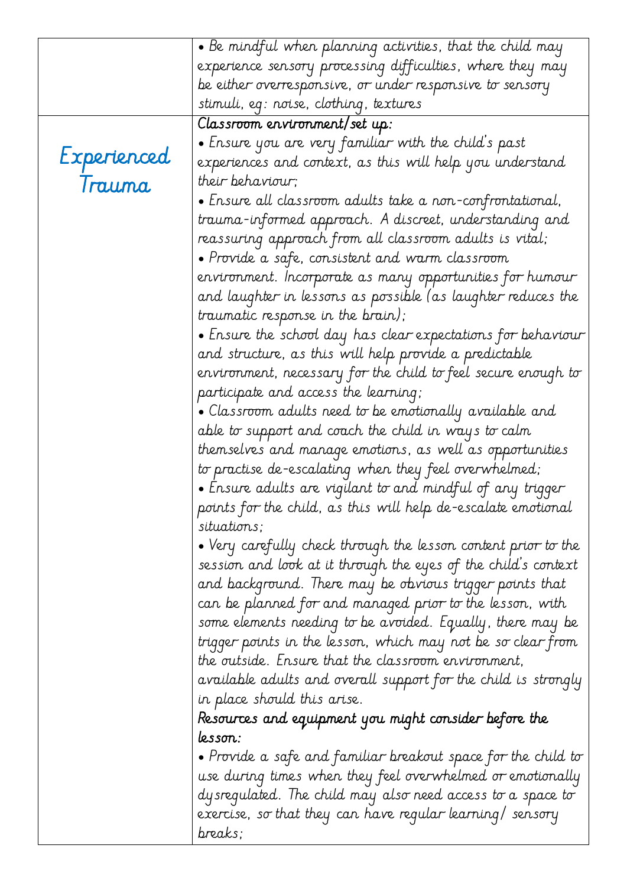| | |
|---|---|
| | • Be mindful when planning activities, that the child may experience sensory processing difficulties, where they may be either overresponsive, or under responsive to sensory stimuli, eg: noise, clothing, textures |
| Experienced Trauma | Classroom environment/set up:<br>• Ensure you are very familiar with the child's past experiences and context, as this will help you understand their behaviour;<br>• Ensure all classroom adults take a non-confrontational, trauma-informed approach. A discreet, understanding and reassuring approach from all classroom adults is vital;<br>• Provide a safe, consistent and warm classroom environment. Incorporate as many opportunities for humour and laughter in lessons as possible (as laughter reduces the traumatic response in the brain);<br>• Ensure the school day has clear expectations for behaviour and structure, as this will help provide a predictable environment, necessary for the child to feel secure enough to participate and access the learning;<br>• Classroom adults need to be emotionally available and able to support and coach the child in ways to calm themselves and manage emotions, as well as opportunities to practise de-escalating when they feel overwhelmed;<br>• Ensure adults are vigilant to and mindful of any trigger points for the child, as this will help de-escalate emotional situations;<br>• Very carefully check through the lesson content prior to the session and look at it through the eyes of the child's context and background. There may be obvious trigger points that can be planned for and managed prior to the lesson, with some elements needing to be avoided. Equally, there may be trigger points in the lesson, which may not be so clear from the outside. Ensure that the classroom environment, available adults and overall support for the child is strongly in place should this arise.<br>Resources and equipment you might consider before the lesson:<br>• Provide a safe and familiar breakout space for the child to use during times when they feel overwhelmed or emotionally dysregulated. The child may also need access to a space to exercise, so that they can have regular learning/ sensory breaks; |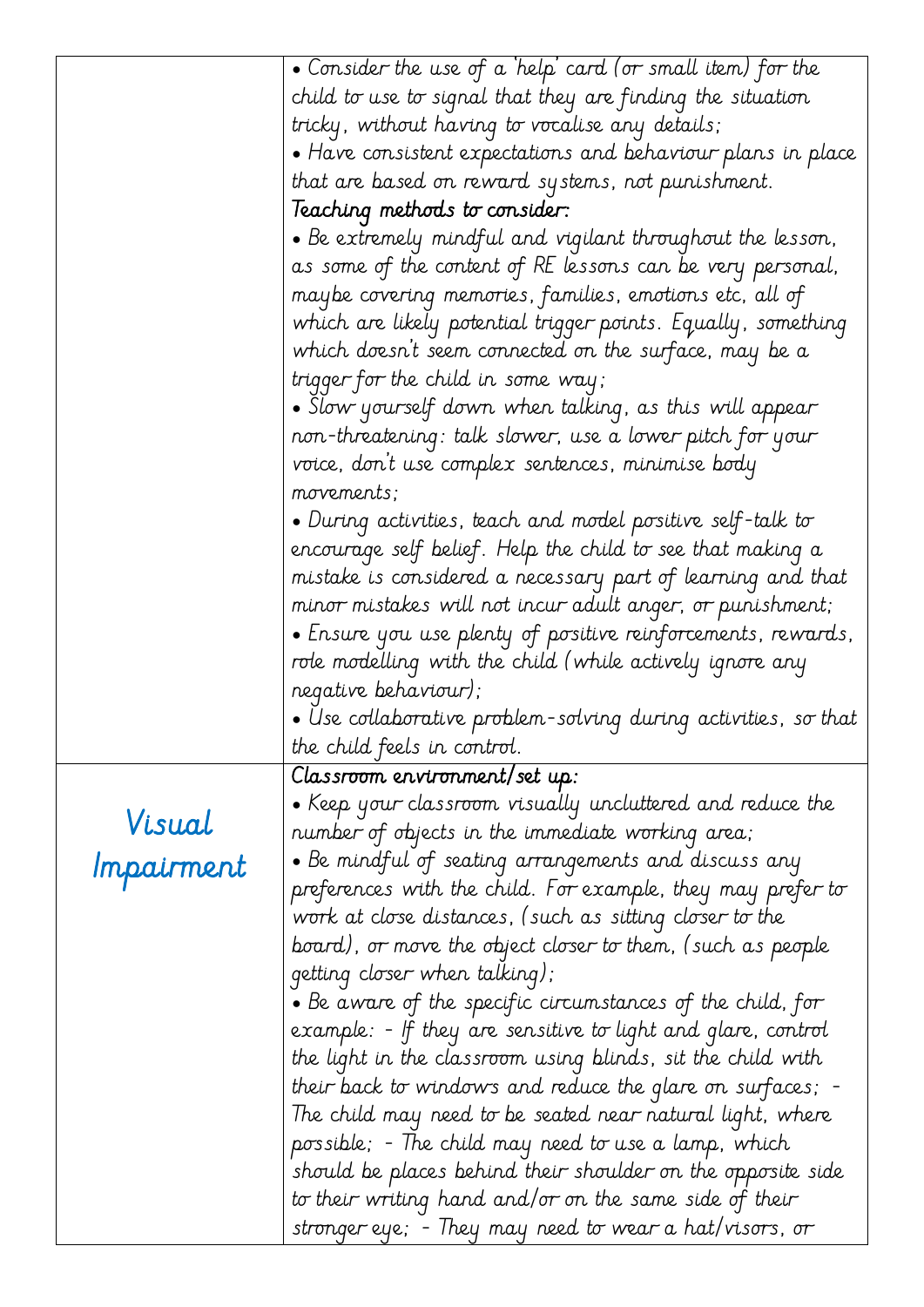| | |
|---|---|
| | • Consider the use of a 'help' card (or small item) for the child to use to signal that they are finding the situation tricky, without having to vocalise any details;<br>• Have consistent expectations and behaviour plans in place that are based on reward systems, not punishment.<br>**Teaching methods to consider:**<br>• Be extremely mindful and vigilant throughout the lesson, as some of the content of RE lessons can be very personal, maybe covering memories, families, emotions etc, all of which are likely potential trigger points. Equally, something which doesn't seem connected on the surface, may be a trigger for the child in some way;<br>• Slow yourself down when talking, as this will appear non-threatening: talk slower, use a lower pitch for your voice, don't use complex sentences, minimise body movements;<br>• During activities, teach and model positive self-talk to encourage self belief. Help the child to see that making a mistake is considered a necessary part of learning and that minor mistakes will not incur adult anger, or punishment;<br>• Ensure you use plenty of positive reinforcements, rewards, role modelling with the child (while actively ignore any negative behaviour);<br>• Use collaborative problem-solving during activities, so that the child feels in control. |
| Visual Impairment | **Classroom environment/set up:**<br>• Keep your classroom visually uncluttered and reduce the number of objects in the immediate working area;<br>• Be mindful of seating arrangements and discuss any preferences with the child. For example, they may prefer to work at close distances, (such as sitting closer to the board), or move the object closer to them, (such as people getting closer when talking);<br>• Be aware of the specific circumstances of the child, for example: - If they are sensitive to light and glare, control the light in the classroom using blinds, sit the child with their back to windows and reduce the glare on surfaces; - The child may need to be seated near natural light, where possible; - The child may need to use a lamp, which should be places behind their shoulder on the opposite side to their writing hand and/or on the same side of their stronger eye; - They may need to wear a hat/visors, or |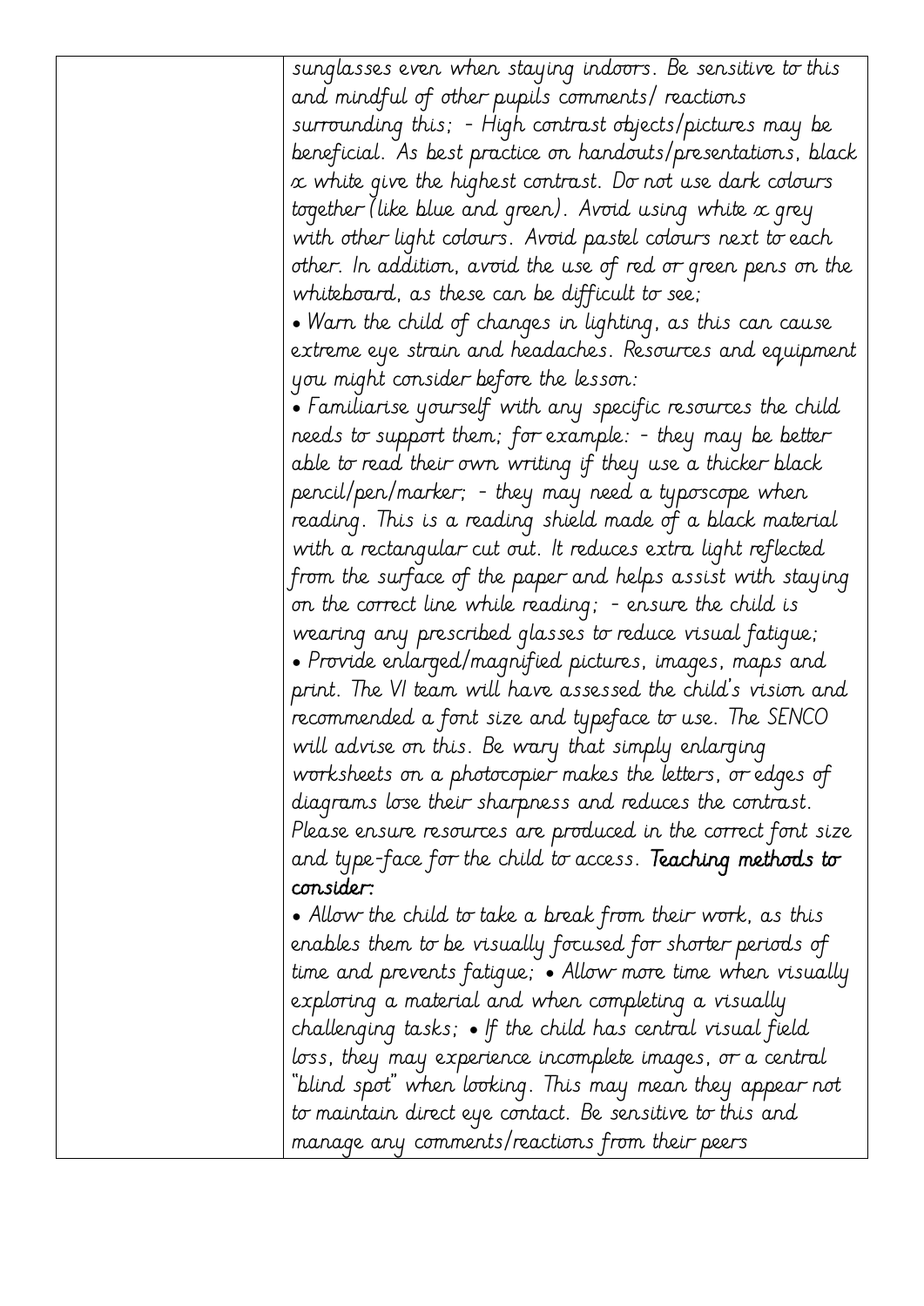| | |
|---|---|
| | sunglasses even when staying indoors. Be sensitive to this and mindful of other pupils comments/ reactions surrounding this; - High contrast objects/pictures may be beneficial. As best practice on handouts/presentations, black x white give the highest contrast. Do not use dark colours together (like blue and green). Avoid using white x grey with other light colours. Avoid pastel colours next to each other. In addition, avoid the use of red or green pens on the whiteboard, as these can be difficult to see;<br>• Warn the child of changes in lighting, as this can cause extreme eye strain and headaches. Resources and equipment you might consider before the lesson:<br>• Familiarise yourself with any specific resources the child needs to support them; for example: - they may be better able to read their own writing if they use a thicker black pencil/pen/marker; - they may need a typoscope when reading. This is a reading shield made of a black material with a rectangular cut out. It reduces extra light reflected from the surface of the paper and helps assist with staying on the correct line while reading; - ensure the child is wearing any prescribed glasses to reduce visual fatigue;<br>• Provide enlarged/magnified pictures, images, maps and print. The VI team will have assessed the child's vision and recommended a font size and typeface to use. The SENCO will advise on this. Be wary that simply enlarging worksheets on a photocopier makes the letters, or edges of diagrams lose their sharpness and reduces the contrast. Please ensure resources are produced in the correct font size and type-face for the child to access. **Teaching methods to consider:**<br>• Allow the child to take a break from their work, as this enables them to be visually focused for shorter periods of time and prevents fatigue; • Allow more time when visually exploring a material and when completing a visually challenging tasks; • If the child has central visual field loss, they may experience incomplete images, or a central "blind spot" when looking. This may mean they appear not to maintain direct eye contact. Be sensitive to this and manage any comments/reactions from their peers |